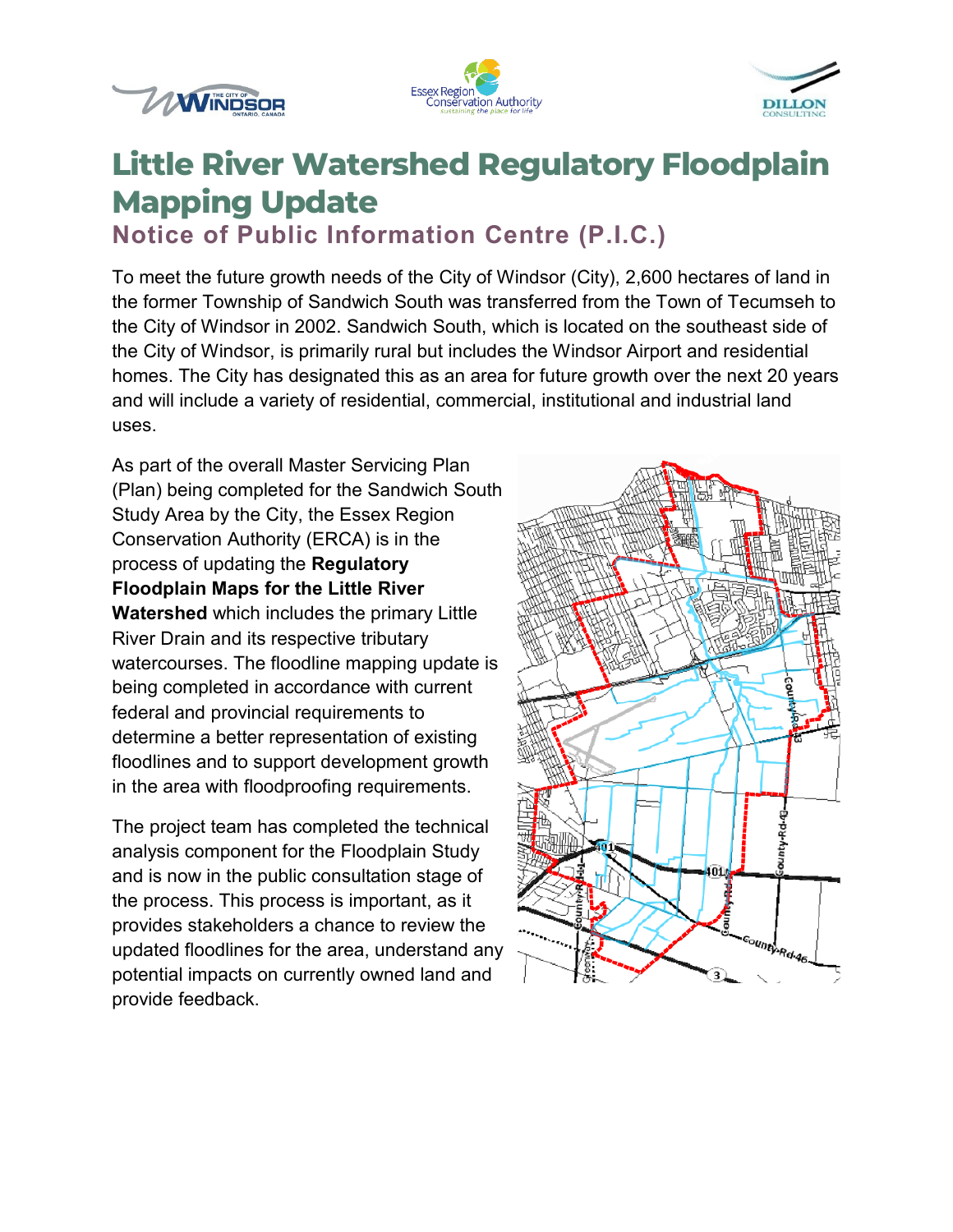# Little River Watershed Regulatory Floodplain Mapping Update

## Notice of Public Information Centre (P.I.C.)

To meet the future growth needs of the City of Windsor (City), 2,600 hectares of land in the former Township of Sandwich South was transferred from the Town of Tecumseh to the City of Windsor in 2002. Sandwich South, which is located on the southeast side of the City of Windsor, is primarily rural but includes the Windsor Airport and residential homes. The City has designated this as an area for future growth over the next 20 years and will include a variety of residential, commercial, institutional and industrial land uses.

As part of the overall Master Servicing Plan (Plan) being completed for the Sandwich South Study Area by the City, the Essex Region Conservation Authority (ERCA) is in the process of updating the **Regulatory Floodplain Maps for the Little River Watershed** which includes the primary Little River Drain and its respective tributary watercourses. The floodline mapping update is being completed in accordance with current federal and provincial requirements to determine a better representation of existing floodlines and to support development growth in the area with floodproofing requirements.

The project team has completed the technical analysis component for the Floodplain Study and is now in the public consultation stage of the process. This process is important, as it provides stakeholders a chance to review the updated floodlines for the area, understand any potential impacts on currently owned land and provide feedback.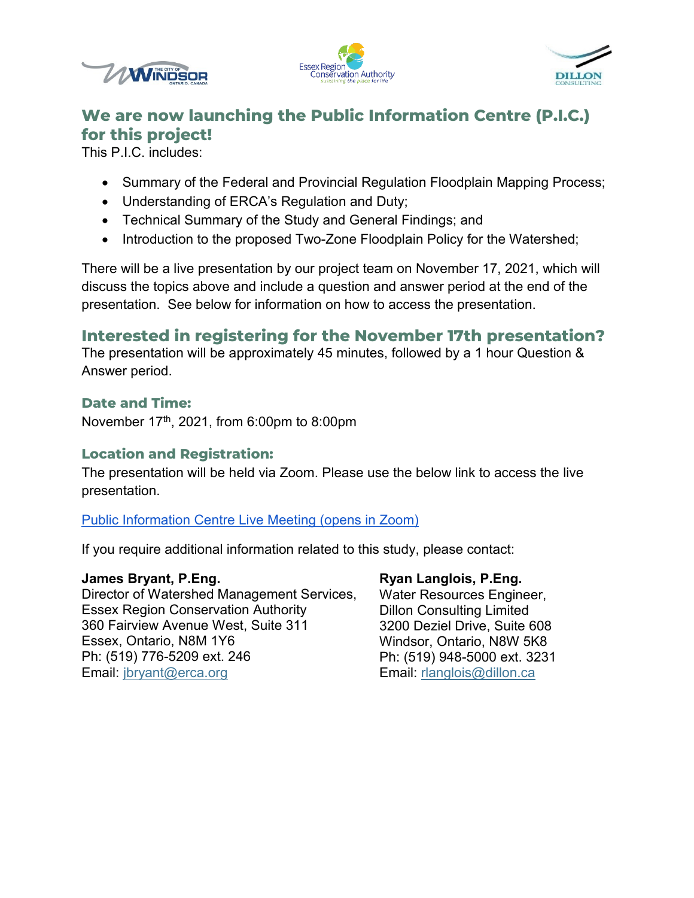## We are now launching the Public Information Centre (P.I.C.) for this project!

This P.I.C. includes:

- Summary of the Federal and Provincial Regulation Floodplain Mapping Process;
- Understanding of ERCA's Regulation and Duty;
- Technical Summary of the Study and General Findings; and
- Introduction to the proposed Two-Zone Floodplain Policy for the Watershed;

There will be a live presentation by our project team on November 17, 2021, which will discuss the topics above and include a question and answer period at the end of the presentation. See below for information on how to access the presentation.

## Interested in registering for the November 17th presentation?

The presentation will be approximately 45 minutes, followed by a 1 hour Question & Answer period.

### Date and Time:

November 17th, 2021, from 6:00pm to 8:00pm

### Location and Registration:

The presentation will be held via Zoom. Please use the below link to access the live presentation.

Public Information Centre Live Meeting (opens in Zoom)

If you require additional information related to this study, please contact:

**James Bryant, P.Eng.**
Director of Watershed Management Services,
Essex Region Conservation Authority
360 Fairview Avenue West, Suite 311
Essex, Ontario, N8M 1Y6
Ph: (519) 776-5209 ext. 246
Email: jbryant@erca.org

**Ryan Langlois, P.Eng.**
Water Resources Engineer,
Dillon Consulting Limited
3200 Deziel Drive, Suite 608
Windsor, Ontario, N8W 5K8
Ph: (519) 948-5000 ext. 3231
Email: rlanglois@dillon.ca